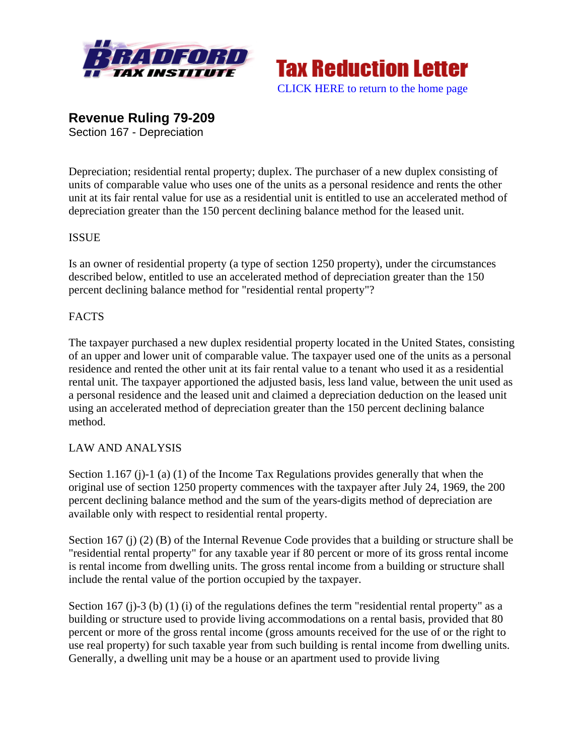Tax Reduction Letter

CLICK HERE to return to the home page

## Revenue Ruling 79-209

Section 167 - Depreciation

Depreciation; residential rental property; duplex. The purchaser of a new duplex consisting of units of comparable value who uses one of the units as a personal residence and rents the other unit at its fair rental value for use as a residential unit is entitled to use an accelerated method of depreciation greater than the 150 percent declining balance method for the leased unit.

ISSUE

Is an owner of residential property (a type of section 1250 property), under the circumstances described below, entitled to use an accelerated method of depreciation greater than the 150 percent declining balance method for "residential rental property"?

FACTS

The taxpayer purchased a new duplex residential property located in the United States, consisting of an upper and lower unit of comparable value. The taxpayer used one of the units as a personal residence and rented the other unit at its fair rental value to a tenant who used it as a residential rental unit. The taxpayer apportioned the adjusted basis, less land value, between the unit used as a personal residence and the leased unit and claimed a depreciation deduction on the leased unit using an accelerated method of depreciation greater than the 150 percent declining balance method.

LAW AND ANALYSIS

Section 1.167 (j)-1 (a) (1) of the Income Tax Regulations provides generally that when the original use of section 1250 property commences with the taxpayer after July 24, 1969, the 200 percent declining balance method and the sum of the years-digits method of depreciation are available only with respect to residential rental property.

Section 167 (j) (2) (B) of the Internal Revenue Code provides that a building or structure shall be "residential rental property" for any taxable year if 80 percent or more of its gross rental income is rental income from dwelling units. The gross rental income from a building or structure shall include the rental value of the portion occupied by the taxpayer.

Section 167 (j)-3 (b) (1) (i) of the regulations defines the term "residential rental property" as a building or structure used to provide living accommodations on a rental basis, provided that 80 percent or more of the gross rental income (gross amounts received for the use of or the right to use real property) for such taxable year from such building is rental income from dwelling units. Generally, a dwelling unit may be a house or an apartment used to provide living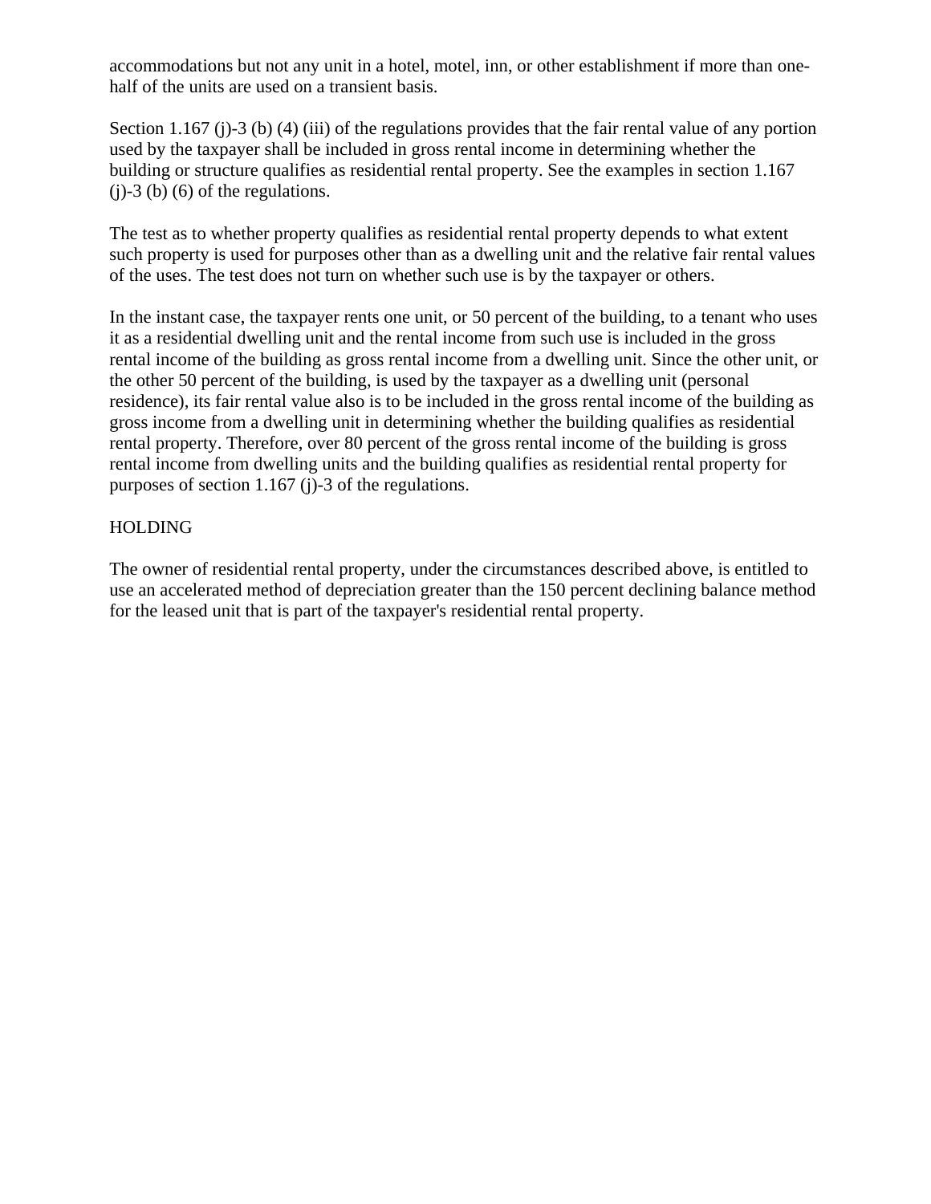accommodations but not any unit in a hotel, motel, inn, or other establishment if more than one-half of the units are used on a transient basis.

Section 1.167 (j)-3 (b) (4) (iii) of the regulations provides that the fair rental value of any portion used by the taxpayer shall be included in gross rental income in determining whether the building or structure qualifies as residential rental property. See the examples in section 1.167 (j)-3 (b) (6) of the regulations.

The test as to whether property qualifies as residential rental property depends to what extent such property is used for purposes other than as a dwelling unit and the relative fair rental values of the uses. The test does not turn on whether such use is by the taxpayer or others.

In the instant case, the taxpayer rents one unit, or 50 percent of the building, to a tenant who uses it as a residential dwelling unit and the rental income from such use is included in the gross rental income of the building as gross rental income from a dwelling unit. Since the other unit, or the other 50 percent of the building, is used by the taxpayer as a dwelling unit (personal residence), its fair rental value also is to be included in the gross rental income of the building as gross income from a dwelling unit in determining whether the building qualifies as residential rental property. Therefore, over 80 percent of the gross rental income of the building is gross rental income from dwelling units and the building qualifies as residential rental property for purposes of section 1.167 (j)-3 of the regulations.

HOLDING

The owner of residential rental property, under the circumstances described above, is entitled to use an accelerated method of depreciation greater than the 150 percent declining balance method for the leased unit that is part of the taxpayer's residential rental property.